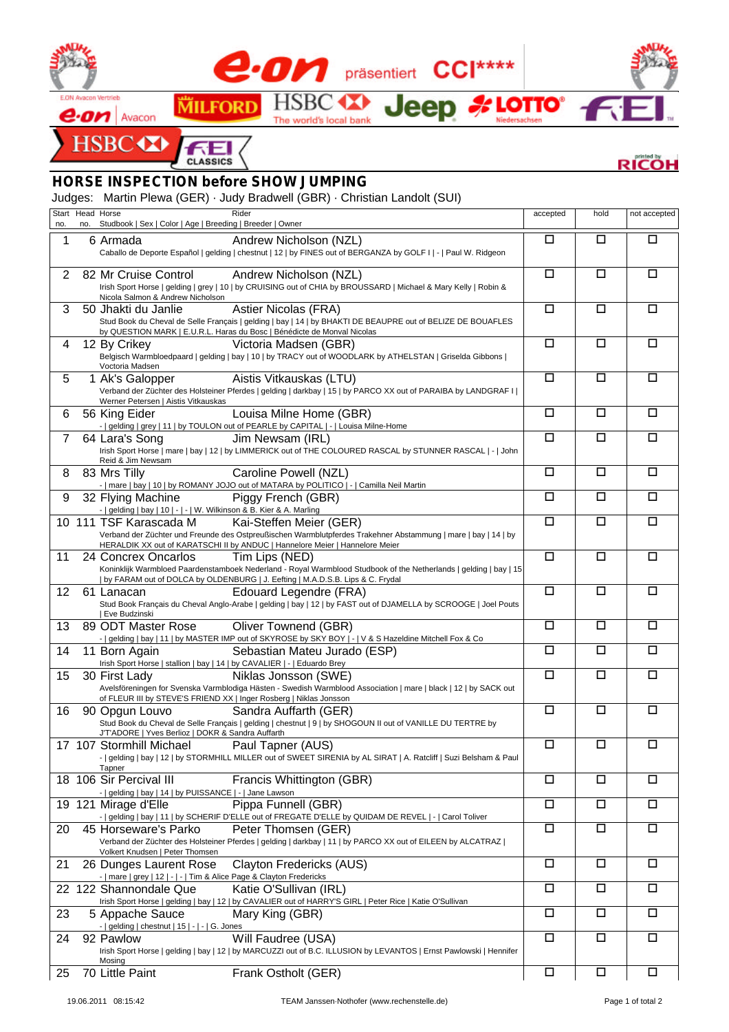e.on präsentiert CCI****

E.ON Avacon Vertrieb e.on Avacon · MILFORD · HSBC The world's local bank · Jeep · LOTTO Niedersachsen · FEI

HSBC FEI CLASSICS

printed by RICOH

## HORSE INSPECTION before SHOW JUMPING

Judges: Martin Plewa (GER) · Judy Bradwell (GBR) · Christian Landolt (SUI)

| Start no. | Head no. | Horse / Studbook \| Sex \| Color \| Age \| Breeding \| Breeder \| Owner | Rider | accepted | hold | not accepted |
|---|---|---|---|---|---|---|
| 1 | 6 | Armada<br>Caballo de Deporte Español \| gelding \| chestnut \| 12 \| by FINES out of BERGANZA by GOLF I \| - \| Paul W. Ridgeon | Andrew Nicholson (NZL) | ☐ | ☐ | ☐ |
| 2 | 82 | Mr Cruise Control<br>Irish Sport Horse \| gelding \| grey \| 10 \| by CRUISING out of CHIA by BROUSSARD \| Michael & Mary Kelly \| Robin & Nicola Salmon & Andrew Nicholson | Andrew Nicholson (NZL) | ☐ | ☐ | ☐ |
| 3 | 50 | Jhakti du Janlie<br>Stud Book du Cheval de Selle Français \| gelding \| bay \| 14 \| by BHAKTI DE BEAUPRE out of BELIZE DE BOUAFLES by QUESTION MARK \| E.U.R.L. Haras du Bosc \| Bénédicte de Monval Nicolas | Astier Nicolas (FRA) | ☐ | ☐ | ☐ |
| 4 | 12 | By Crikey<br>Belgisch Warmbloedpaard \| gelding \| bay \| 10 \| by TRACY out of WOODLARK by ATHELSTAN \| Griselda Gibbons \| Victoria Madsen | Victoria Madsen (GBR) | ☐ | ☐ | ☐ |
| 5 | 1 | Ak's Galopper<br>Verband der Züchter des Holsteiner Pferdes \| gelding \| darkbay \| 15 \| by PARCO XX out of PARAIBA by LANDGRAF I \| Werner Petersen \| Aistis Vitkauskas | Aistis Vitkauskas (LTU) | ☐ | ☐ | ☐ |
| 6 | 56 | King Eider<br>- \| gelding \| grey \| 11 \| by TOULON out of PEARLE by CAPITAL \| - \| Louisa Milne-Home | Louisa Milne Home (GBR) | ☐ | ☐ | ☐ |
| 7 | 64 | Lara's Song<br>Irish Sport Horse \| mare \| bay \| 12 \| by LIMMERICK out of THE COLOURED RASCAL by STUNNER RASCAL \| - \| John Reid & Jim Newsam | Jim Newsam (IRL) | ☐ | ☐ | ☐ |
| 8 | 83 | Mrs Tilly<br>- \| mare \| bay \| 10 \| by ROMANY JOJO out of MATARA by POLITICO \| - \| Camilla Neil Martin | Caroline Powell (NZL) | ☐ | ☐ | ☐ |
| 9 | 32 | Flying Machine<br>- \| gelding \| bay \| 10 \| - \| - \| W. Wilkinson & B. Kier & A. Marling | Piggy French (GBR) | ☐ | ☐ | ☐ |
| 10 | 111 | TSF Karascada M<br>Verband der Züchter und Freunde des Ostpreußischen Warmblutpferdes Trakehner Abstammung \| mare \| bay \| 14 \| by HERALDIK XX out of KARATSCHI II by ANDUC \| Hannelore Meier \| Hannelore Meier | Kai-Steffen Meier (GER) | ☐ | ☐ | ☐ |
| 11 | 24 | Concrex Oncarlos<br>Koninklijk Warmbloed Paardenstamboek Nederland - Royal Warmblood Studbook of the Netherlands \| gelding \| bay \| 15 \| by FARAM out of DOLCA by OLDENBURG \| J. Eefting \| M.A.D.S.B. Lips & C. Frydal | Tim Lips (NED) | ☐ | ☐ | ☐ |
| 12 | 61 | Lanacan<br>Stud Book Français du Cheval Anglo-Arabe \| gelding \| bay \| 12 \| by FAST out of DJAMELLA by SCROOGE \| Joel Pouts \| Eve Budzinski | Edouard Legendre (FRA) | ☐ | ☐ | ☐ |
| 13 | 89 | ODT Master Rose<br>- \| gelding \| bay \| 11 \| by MASTER IMP out of SKYROSE by SKY BOY \| - \| V & S Hazeldine Mitchell Fox & Co | Oliver Townend (GBR) | ☐ | ☐ | ☐ |
| 14 | 11 | Born Again<br>Irish Sport Horse \| stallion \| bay \| 14 \| by CAVALIER \| - \| Eduardo Brey | Sebastian Mateu Jurado (ESP) | ☐ | ☐ | ☐ |
| 15 | 30 | First Lady<br>Avelsföreningen för Svenska Varmblodiga Hästen - Swedish Warmblood Association \| mare \| black \| 12 \| by SACK out of FLEUR III by STEVE'S FRIEND XX \| Inger Rosberg \| Niklas Jonsson | Niklas Jonsson (SWE) | ☐ | ☐ | ☐ |
| 16 | 90 | Opgun Louvo<br>Stud Book du Cheval de Selle Français \| gelding \| chestnut \| 9 \| by SHOGOUN II out of VANILLE DU TERTRE by J'T'ADORE \| Yves Berlioz \| DOKR & Sandra Auffarth | Sandra Auffarth (GER) | ☐ | ☐ | ☐ |
| 17 | 107 | Stormhill Michael<br>- \| gelding \| bay \| 12 \| by STORMHILL MILLER out of SWEET SIRENIA by AL SIRAT \| A. Ratcliff \| Suzi Belsham & Paul Tapner | Paul Tapner (AUS) | ☐ | ☐ | ☐ |
| 18 | 106 | Sir Percival III<br>- \| gelding \| bay \| 14 \| by PUISSANCE \| - \| Jane Lawson | Francis Whittington (GBR) | ☐ | ☐ | ☐ |
| 19 | 121 | Mirage d'Elle<br>- \| gelding \| bay \| 11 \| by SCHERIF D'ELLE out of FREGATE D'ELLE by QUIDAM DE REVEL \| - \| Carol Toliver | Pippa Funnell (GBR) | ☐ | ☐ | ☐ |
| 20 | 45 | Horseware's Parko<br>Verband der Züchter des Holsteiner Pferdes \| gelding \| darkbay \| 11 \| by PARCO XX out of EILEEN by ALCATRAZ \| Volkert Knudsen \| Peter Thomsen | Peter Thomsen (GER) | ☐ | ☐ | ☐ |
| 21 | 26 | Dunges Laurent Rose<br>- \| mare \| grey \| 12 \| - \| - \| Tim & Alice Page & Clayton Fredericks | Clayton Fredericks (AUS) | ☐ | ☐ | ☐ |
| 22 | 122 | Shannondale Que<br>Irish Sport Horse \| gelding \| bay \| 12 \| by CAVALIER out of HARRY'S GIRL \| Peter Rice \| Katie O'Sullivan | Katie O'Sullivan (IRL) | ☐ | ☐ | ☐ |
| 23 | 5 | Appache Sauce<br>- \| gelding \| chestnut \| 15 \| - \| - \| G. Jones | Mary King (GBR) | ☐ | ☐ | ☐ |
| 24 | 92 | Pawlow<br>Irish Sport Horse \| gelding \| bay \| 12 \| by MARCUZZI out of B.C. ILLUSION by LEVANTOS \| Ernst Pawlowski \| Hennifer Mosing | Will Faudree (USA) | ☐ | ☐ | ☐ |
| 25 | 70 | Little Paint | Frank Ostholt (GER) | ☐ | ☐ | ☐ |

19.06.2011 08:15:42 TEAM Janssen-Nothofer (www.rechenstelle.de)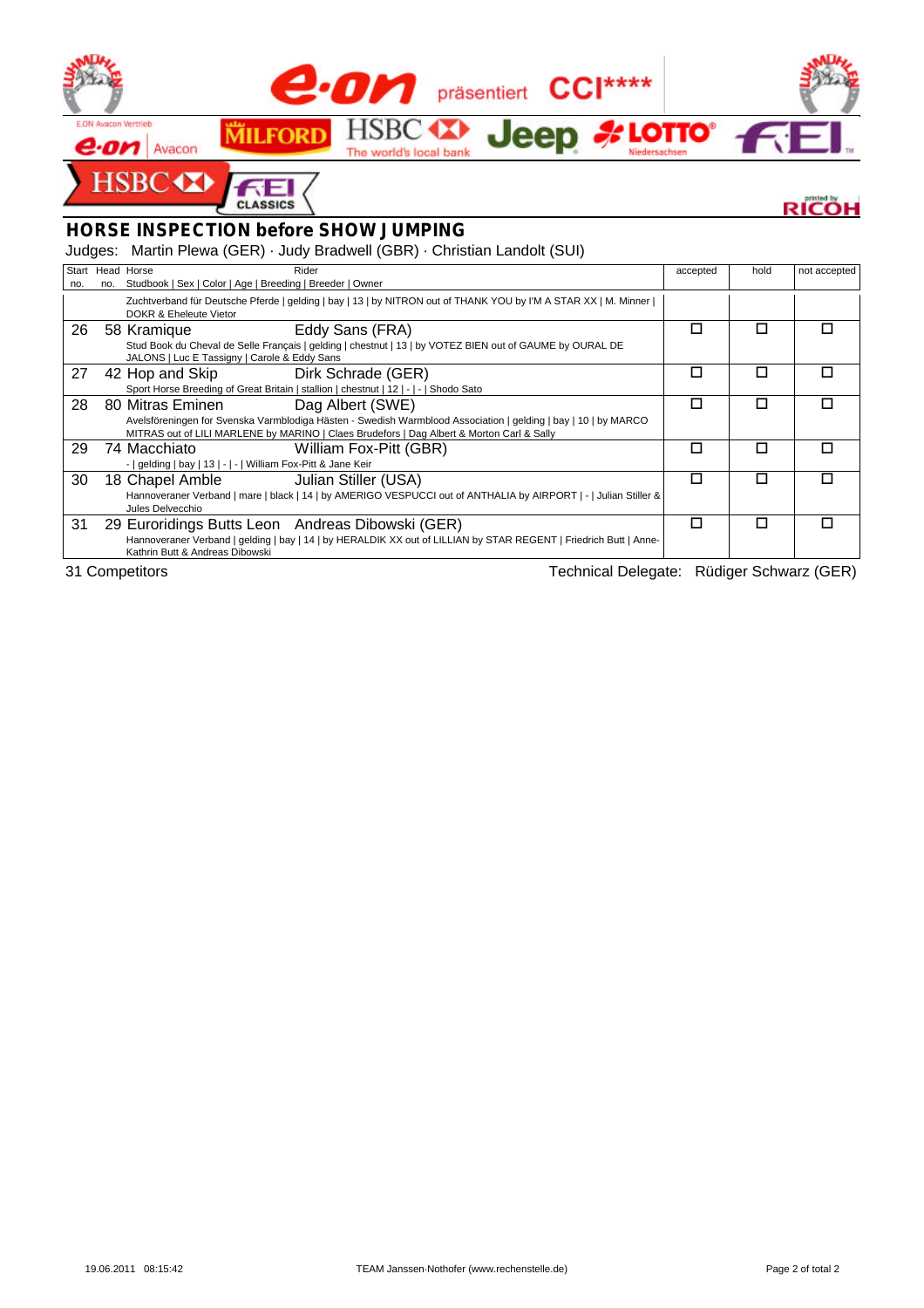## HORSE INSPECTION before SHOW JUMPING

Judges: Martin Plewa (GER) · Judy Bradwell (GBR) · Christian Landolt (SUI)

| Start no. | Head no. | Horse / Rider / Studbook \| Sex \| Color \| Age \| Breeding \| Breeder \| Owner | accepted | hold | not accepted |
|---|---|---|---|---|---|
| | | Zuchtverband für Deutsche Pferde \| gelding \| bay \| 13 \| by NITRON out of THANK YOU by I'M A STAR XX \| M. Minner \| DOKR & Eheleute Vietor | | | |
| 26 | 58 | Kramique — Eddy Sans (FRA)<br>Stud Book du Cheval de Selle Français \| gelding \| chestnut \| 13 \| by VOTEZ BIEN out of GAUME by OURAL DE JALONS \| Luc E Tassigny \| Carole & Eddy Sans | ☐ | ☐ | ☐ |
| 27 | 42 | Hop and Skip — Dirk Schrade (GER)<br>Sport Horse Breeding of Great Britain \| stallion \| chestnut \| 12 \| - \| - \| Shodo Sato | ☐ | ☐ | ☐ |
| 28 | 80 | Mitras Eminen — Dag Albert (SWE)<br>Avelsföreningen for Svenska Varmblodiga Hästen - Swedish Warmblood Association \| gelding \| bay \| 10 \| by MARCO MITRAS out of LILI MARLENE by MARINO \| Claes Brudefors \| Dag Albert & Morton Carl & Sally | ☐ | ☐ | ☐ |
| 29 | 74 | Macchiato — William Fox-Pitt (GBR)<br>- \| gelding \| bay \| 13 \| - \| - \| William Fox-Pitt & Jane Keir | ☐ | ☐ | ☐ |
| 30 | 18 | Chapel Amble — Julian Stiller (USA)<br>Hannoveraner Verband \| mare \| black \| 14 \| by AMERIGO VESPUCCI out of ANTHALIA by AIRPORT \| - \| Julian Stiller & Jules Delvecchio | ☐ | ☐ | ☐ |
| 31 | 29 | Euroridings Butts Leon — Andreas Dibowski (GER)<br>Hannoveraner Verband \| gelding \| bay \| 14 \| by HERALDIK XX out of LILLIAN by STAR REGENT \| Friedrich Butt \| Anne-Kathrin Butt & Andreas Dibowski | ☐ | ☐ | ☐ |

31 Competitors

Technical Delegate: Rüdiger Schwarz (GER)

19.06.2011 08:15:42 TEAM Janssen·Nothofer (www.rechenstelle.de)